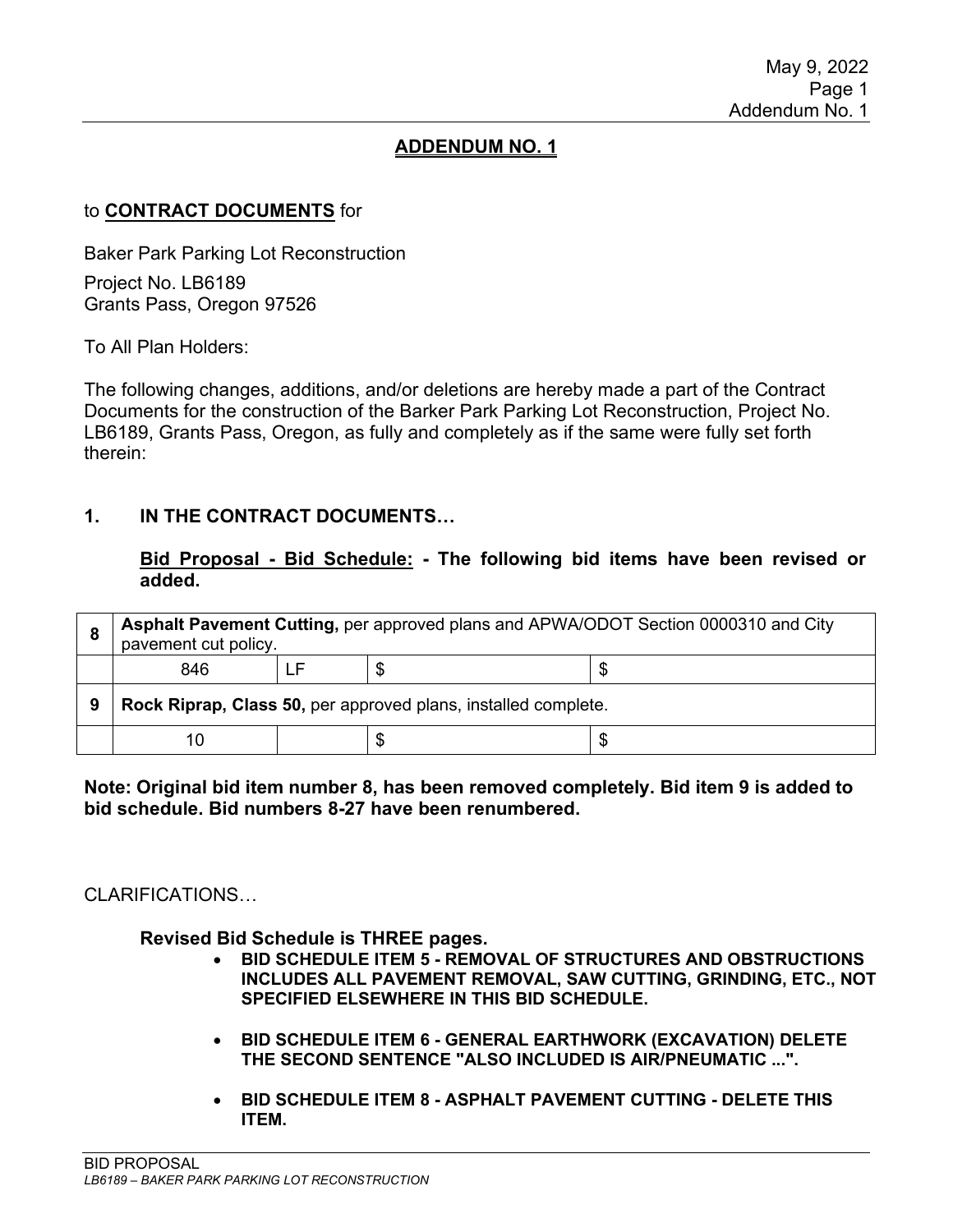## ADDENDUM NO. 1

to **CONTRACT DOCUMENTS** for

Baker Park Parking Lot Reconstruction

Project No. LB6189
Grants Pass, Oregon 97526

To All Plan Holders:

The following changes, additions, and/or deletions are hereby made a part of the Contract Documents for the construction of the Barker Park Parking Lot Reconstruction, Project No. LB6189, Grants Pass, Oregon, as fully and completely as if the same were fully set forth therein:

### 1. IN THE CONTRACT DOCUMENTS…

**Bid Proposal - Bid Schedule: - The following bid items have been revised or added.**

| 8 | **Asphalt Pavement Cutting,** per approved plans and APWA/ODOT Section 0000310 and City pavement cut policy. | | | |
|---|---|---|---|---|
| | 846 | LF | $ | $ |
| 9 | **Rock Riprap, Class 50,** per approved plans, installed complete. | | | |
| | 10 | | $ | $ |

**Note: Original bid item number 8, has been removed completely. Bid item 9 is added to bid schedule. Bid numbers 8-27 have been renumbered.**

CLARIFICATIONS…

**Revised Bid Schedule is THREE pages.**

- **BID SCHEDULE ITEM 5 - REMOVAL OF STRUCTURES AND OBSTRUCTIONS INCLUDES ALL PAVEMENT REMOVAL, SAW CUTTING, GRINDING, ETC., NOT SPECIFIED ELSEWHERE IN THIS BID SCHEDULE.**
- **BID SCHEDULE ITEM 6 - GENERAL EARTHWORK (EXCAVATION) DELETE THE SECOND SENTENCE "ALSO INCLUDED IS AIR/PNEUMATIC ...".**
- **BID SCHEDULE ITEM 8 - ASPHALT PAVEMENT CUTTING - DELETE THIS ITEM.**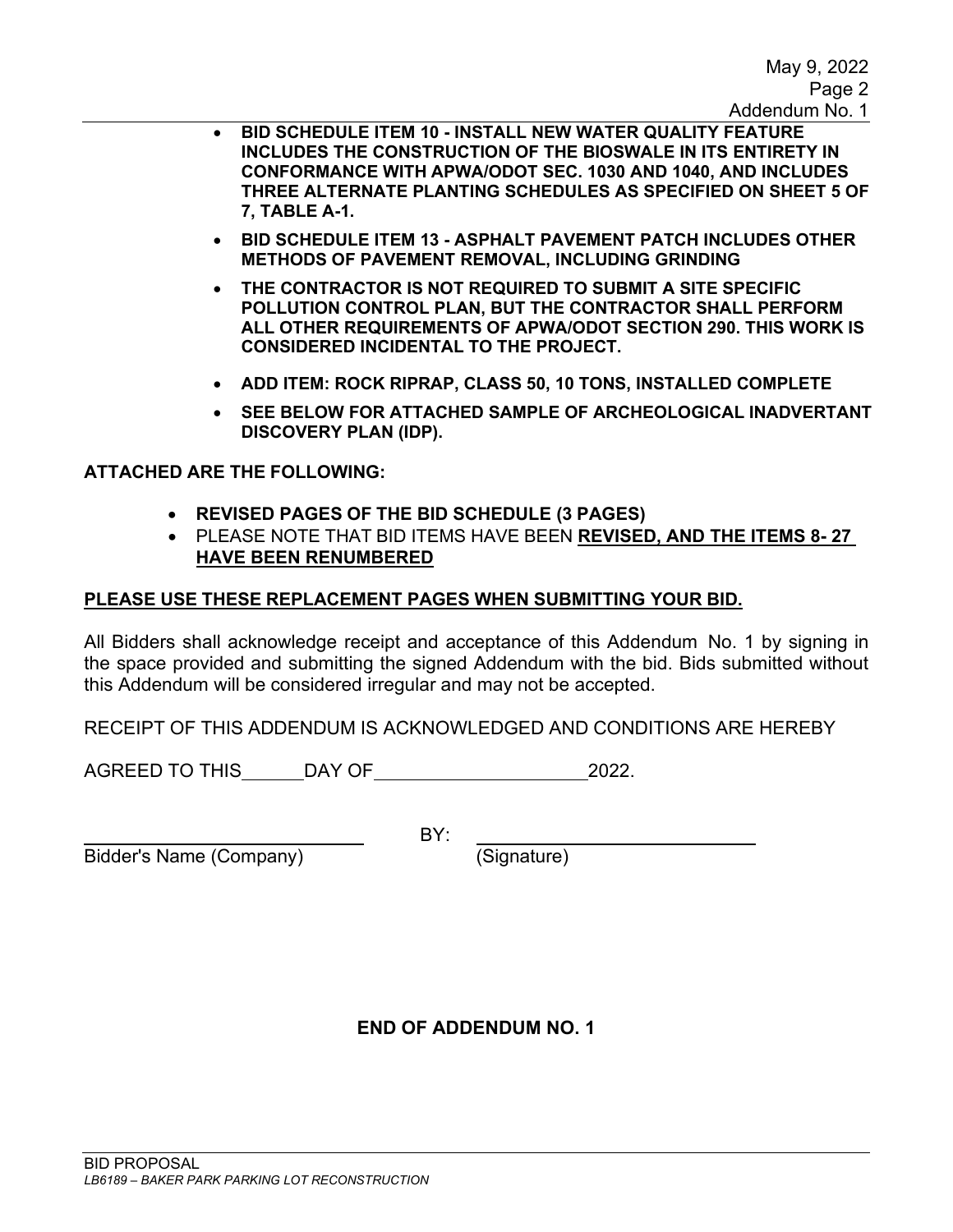- **BID SCHEDULE ITEM 10 - INSTALL NEW WATER QUALITY FEATURE INCLUDES THE CONSTRUCTION OF THE BIOSWALE IN ITS ENTIRETY IN CONFORMANCE WITH APWA/ODOT SEC. 1030 AND 1040, AND INCLUDES THREE ALTERNATE PLANTING SCHEDULES AS SPECIFIED ON SHEET 5 OF 7, TABLE A-1.**
- **BID SCHEDULE ITEM 13 - ASPHALT PAVEMENT PATCH INCLUDES OTHER METHODS OF PAVEMENT REMOVAL, INCLUDING GRINDING**
- **THE CONTRACTOR IS NOT REQUIRED TO SUBMIT A SITE SPECIFIC POLLUTION CONTROL PLAN, BUT THE CONTRACTOR SHALL PERFORM ALL OTHER REQUIREMENTS OF APWA/ODOT SECTION 290. THIS WORK IS CONSIDERED INCIDENTAL TO THE PROJECT.**
- **ADD ITEM: ROCK RIPRAP, CLASS 50, 10 TONS, INSTALLED COMPLETE**
- **SEE BELOW FOR ATTACHED SAMPLE OF ARCHEOLOGICAL INADVERTANT DISCOVERY PLAN (IDP).**

**ATTACHED ARE THE FOLLOWING:**

- **REVISED PAGES OF THE BID SCHEDULE (3 PAGES)**
- PLEASE NOTE THAT BID ITEMS HAVE BEEN **REVISED, AND THE ITEMS 8- 27 HAVE BEEN RENUMBERED**

**PLEASE USE THESE REPLACEMENT PAGES WHEN SUBMITTING YOUR BID.**

All Bidders shall acknowledge receipt and acceptance of this Addendum No. 1 by signing in the space provided and submitting the signed Addendum with the bid. Bids submitted without this Addendum will be considered irregular and may not be accepted.

RECEIPT OF THIS ADDENDUM IS ACKNOWLEDGED AND CONDITIONS ARE HEREBY

AGREED TO THIS\_\_\_\_\_\_DAY OF\_\_\_\_\_\_\_\_\_\_\_\_\_\_\_\_\_\_\_\_2022.

\_\_\_\_\_\_\_\_\_\_\_\_\_\_\_\_\_\_\_\_\_\_\_\_\_\_\_\_ BY: \_\_\_\_\_\_\_\_\_\_\_\_\_\_\_\_\_\_\_\_\_\_\_\_\_\_\_\_

Bidder's Name (Company) (Signature)

**END OF ADDENDUM NO. 1**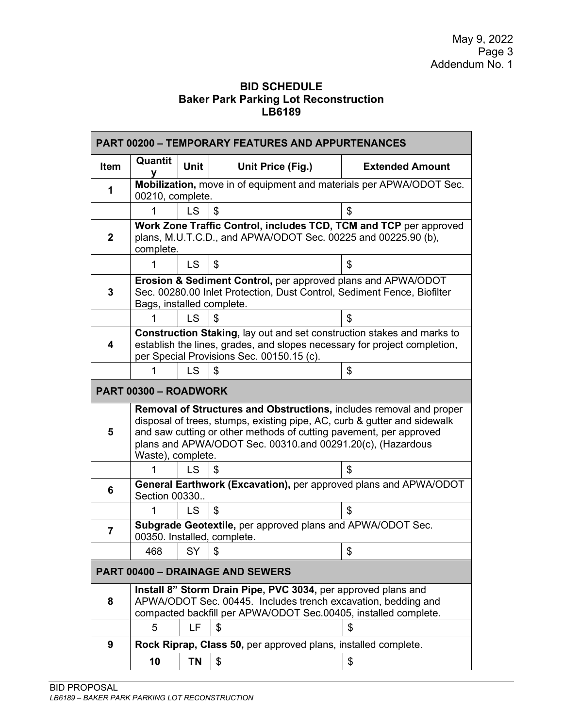May 9, 2022
Addendum No. 1

**BID SCHEDULE**
**Baker Park Parking Lot Reconstruction**
**LB6189**

| Item | Quantity | Unit | Unit Price (Fig.) | Extended Amount |
|---|---|---|---|---|
| **PART 00200 – TEMPORARY FEATURES AND APPURTENANCES** | | | | |
| **1** | **Mobilization,** move in of equipment and materials per APWA/ODOT Sec. 00210, complete. | | | |
| | 1 | LS | $ | $ |
| **2** | **Work Zone Traffic Control, includes TCD, TCM and TCP** per approved plans, M.U.T.C.D., and APWA/ODOT Sec. 00225 and 00225.90 (b), complete. | | | |
| | 1 | LS | $ | $ |
| **3** | **Erosion & Sediment Control,** per approved plans and APWA/ODOT Sec. 00280.00 Inlet Protection, Dust Control, Sediment Fence, Biofilter Bags, installed complete. | | | |
| | 1 | LS | $ | $ |
| **4** | **Construction Staking,** lay out and set construction stakes and marks to establish the lines, grades, and slopes necessary for project completion, per Special Provisions Sec. 00150.15 (c). | | | |
| | 1 | LS | $ | $ |
| **PART 00300 – ROADWORK** | | | | |
| **5** | **Removal of Structures and Obstructions,** includes removal and proper disposal of trees, stumps, existing pipe, AC, curb & gutter and sidewalk and saw cutting or other methods of cutting pavement, per approved plans and APWA/ODOT Sec. 00310.and 00291.20(c), (Hazardous Waste), complete. | | | |
| | 1 | LS | $ | $ |
| **6** | **General Earthwork (Excavation),** per approved plans and APWA/ODOT Section 00330.. | | | |
| | 1 | LS | $ | $ |
| **7** | **Subgrade Geotextile,** per approved plans and APWA/ODOT Sec. 00350. Installed, complete. | | | |
| | 468 | SY | $ | $ |
| **PART 00400 – DRAINAGE AND SEWERS** | | | | |
| **8** | **Install 8" Storm Drain Pipe, PVC 3034,** per approved plans and APWA/ODOT Sec. 00445. Includes trench excavation, bedding and compacted backfill per APWA/ODOT Sec.00405, installed complete. | | | |
| | 5 | LF | $ | $ |
| **9** | **Rock Riprap, Class 50,** per approved plans, installed complete. | | | |
| | **10** | **TN** | $ | $ |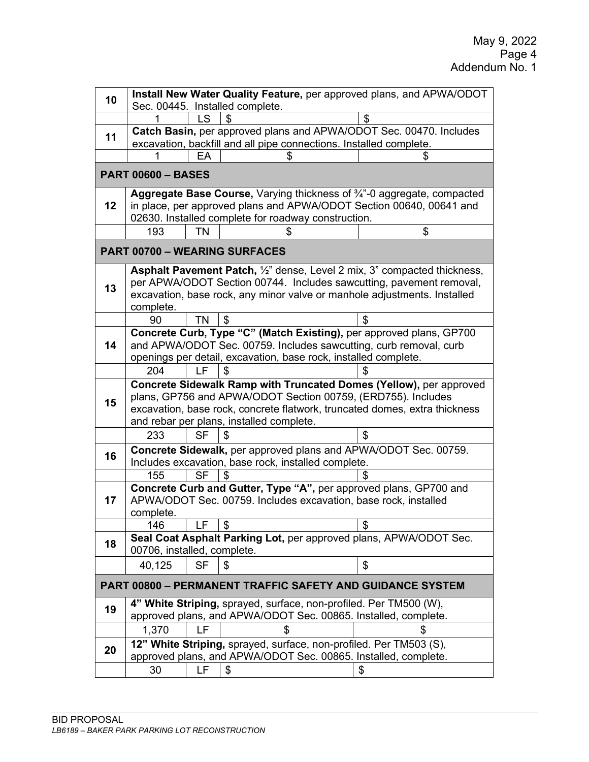| | | | | |
|---|---|---|---|---|
| **10** | **Install New Water Quality Feature,** per approved plans, and APWA/ODOT Sec. 00445. Installed complete. | | | |
| | 1 | LS | $ | $ |
| **11** | **Catch Basin,** per approved plans and APWA/ODOT Sec. 00470. Includes excavation, backfill and all pipe connections. Installed complete. | | | |
| | 1 | EA | $ | $ |
| **PART 00600 – BASES** | | | | |
| **12** | **Aggregate Base Course,** Varying thickness of ¾"-0 aggregate, compacted in place, per approved plans and APWA/ODOT Section 00640, 00641 and 02630. Installed complete for roadway construction. | | | |
| | 193 | TN | $ | $ |
| **PART 00700 – WEARING SURFACES** | | | | |
| **13** | **Asphalt Pavement Patch,** ½" dense, Level 2 mix, 3" compacted thickness, per APWA/ODOT Section 00744. Includes sawcutting, pavement removal, excavation, base rock, any minor valve or manhole adjustments. Installed complete. | | | |
| | 90 | TN | $ | $ |
| **14** | **Concrete Curb, Type "C" (Match Existing),** per approved plans, GP700 and APWA/ODOT Sec. 00759. Includes sawcutting, curb removal, curb openings per detail, excavation, base rock, installed complete. | | | |
| | 204 | LF | $ | $ |
| **15** | **Concrete Sidewalk Ramp with Truncated Domes (Yellow),** per approved plans, GP756 and APWA/ODOT Section 00759, (ERD755). Includes excavation, base rock, concrete flatwork, truncated domes, extra thickness and rebar per plans, installed complete. | | | |
| | 233 | SF | $ | $ |
| **16** | **Concrete Sidewalk,** per approved plans and APWA/ODOT Sec. 00759. Includes excavation, base rock, installed complete. | | | |
| | 155 | SF | $ | $ |
| **17** | **Concrete Curb and Gutter, Type "A",** per approved plans, GP700 and APWA/ODOT Sec. 00759. Includes excavation, base rock, installed complete. | | | |
| | 146 | LF | $ | $ |
| **18** | **Seal Coat Asphalt Parking Lot,** per approved plans, APWA/ODOT Sec. 00706, installed, complete. | | | |
| | 40,125 | SF | $ | $ |
| **PART 00800 – PERMANENT TRAFFIC SAFETY AND GUIDANCE SYSTEM** | | | | |
| **19** | **4" White Striping,** sprayed, surface, non-profiled. Per TM500 (W), approved plans, and APWA/ODOT Sec. 00865. Installed, complete. | | | |
| | 1,370 | LF | $ | $ |
| **20** | **12" White Striping,** sprayed, surface, non-profiled. Per TM503 (S), approved plans, and APWA/ODOT Sec. 00865. Installed, complete. | | | |
| | 30 | LF | $ | $ |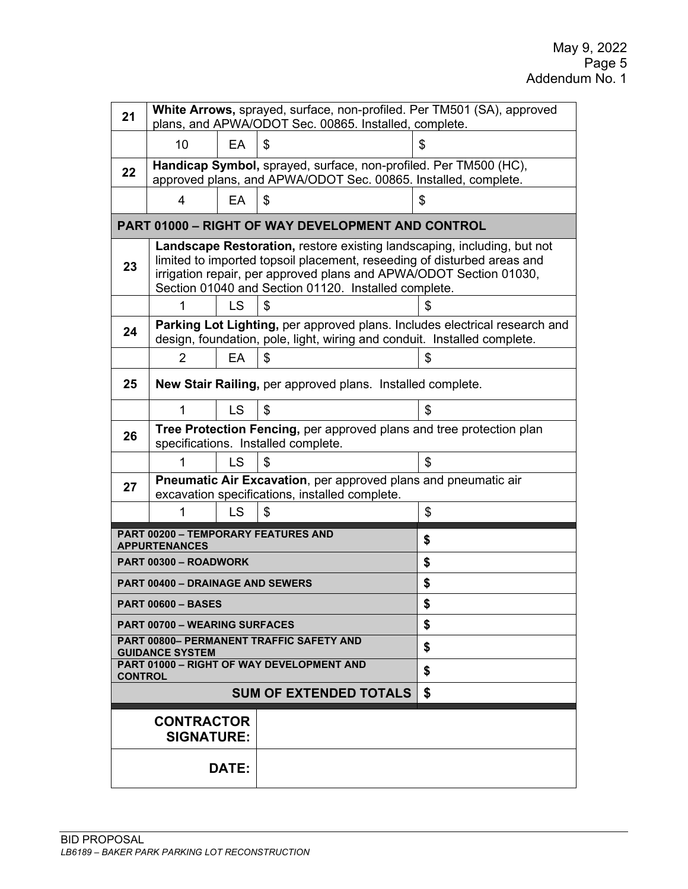| | | | | |
|---|---|---|---|---|
| **21** | **White Arrows,** sprayed, surface, non-profiled. Per TM501 (SA), approved plans, and APWA/ODOT Sec. 00865. Installed, complete. | | | |
| | 10 | EA | $ | $ |
| **22** | **Handicap Symbol,** sprayed, surface, non-profiled. Per TM500 (HC), approved plans, and APWA/ODOT Sec. 00865. Installed, complete. | | | |
| | 4 | EA | $ | $ |
| **PART 01000 – RIGHT OF WAY DEVELOPMENT AND CONTROL** | | | | |
| **23** | **Landscape Restoration,** restore existing landscaping, including, but not limited to imported topsoil placement, reseeding of disturbed areas and irrigation repair, per approved plans and APWA/ODOT Section 01030, Section 01040 and Section 01120. Installed complete. | | | |
| | 1 | LS | $ | $ |
| **24** | **Parking Lot Lighting,** per approved plans. Includes electrical research and design, foundation, pole, light, wiring and conduit. Installed complete. | | | |
| | 2 | EA | $ | $ |
| **25** | **New Stair Railing,** per approved plans. Installed complete. | | | |
| | 1 | LS | $ | $ |
| **26** | **Tree Protection Fencing,** per approved plans and tree protection plan specifications. Installed complete. | | | |
| | 1 | LS | $ | $ |
| **27** | **Pneumatic Air Excavation**, per approved plans and pneumatic air excavation specifications, installed complete. | | | |
| | 1 | LS | $ | $ |

| | |
|---|---|
| **PART 00200 – TEMPORARY FEATURES AND APPURTENANCES** | **$** |
| **PART 00300 – ROADWORK** | **$** |
| **PART 00400 – DRAINAGE AND SEWERS** | **$** |
| **PART 00600 – BASES** | **$** |
| **PART 00700 – WEARING SURFACES** | **$** |
| **PART 00800– PERMANENT TRAFFIC SAFETY AND GUIDANCE SYSTEM** | **$** |
| **PART 01000 – RIGHT OF WAY DEVELOPMENT AND CONTROL** | **$** |
| **SUM OF EXTENDED TOTALS** | **$** |

| | |
|---|---|
| **CONTRACTOR SIGNATURE:** | |
| **DATE:** | |